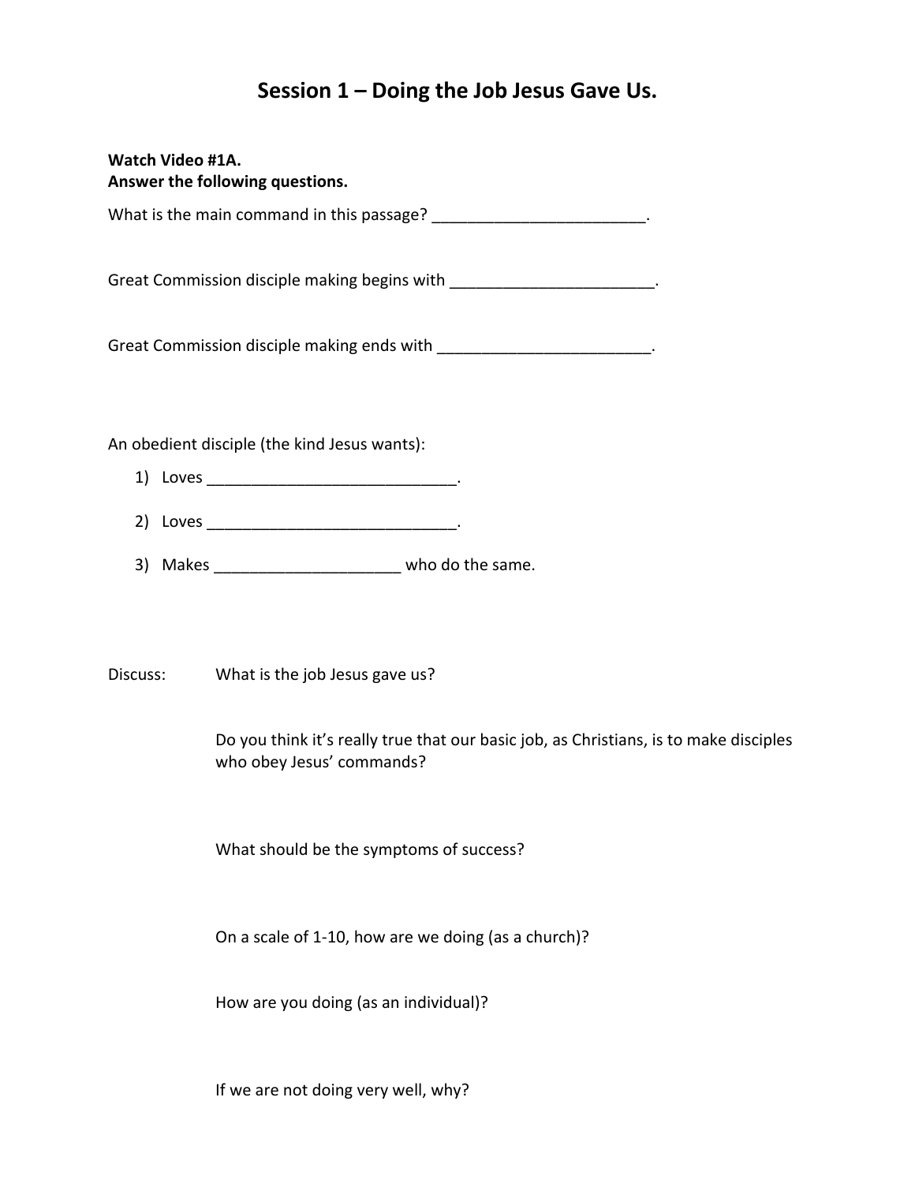# Session 1 – Doing the Job Jesus Gave Us.

**Watch Video #1A.**
**Answer the following questions.**

What is the main command in this passage? ________________________.

Great Commission disciple making begins with _______________________.

Great Commission disciple making ends with ________________________.

An obedient disciple (the kind Jesus wants):

1) Loves ____________________________.
2) Loves ____________________________.
3) Makes ____________________ who do the same.

Discuss: What is the job Jesus gave us?

Do you think it's really true that our basic job, as Christians, is to make disciples who obey Jesus' commands?

What should be the symptoms of success?

On a scale of 1-10, how are we doing (as a church)?

How are you doing (as an individual)?

If we are not doing very well, why?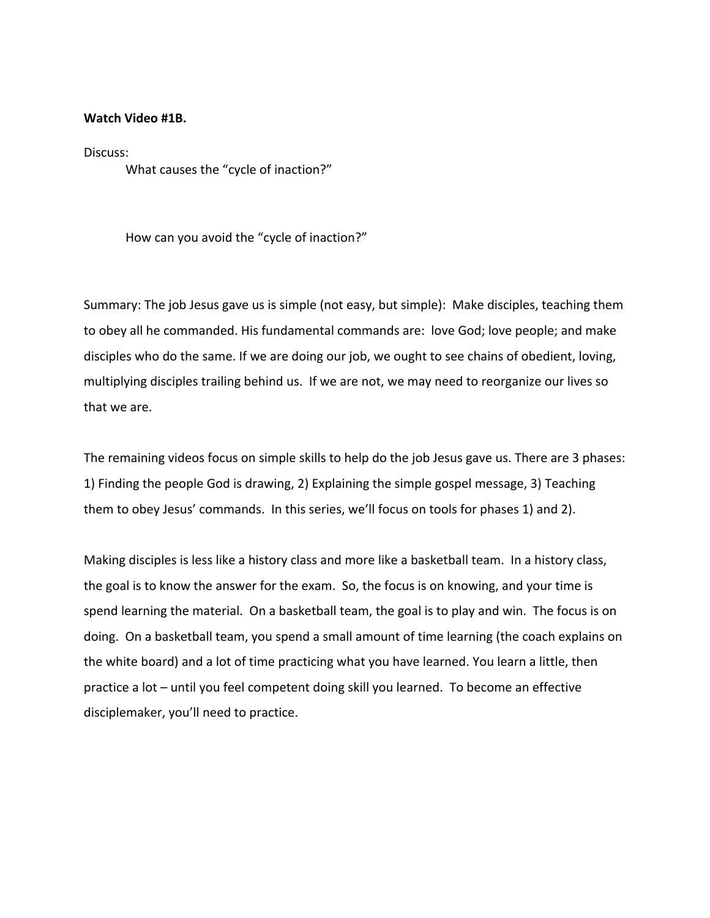**Watch Video #1B.**

Discuss:

What causes the "cycle of inaction?"

How can you avoid the "cycle of inaction?"

Summary: The job Jesus gave us is simple (not easy, but simple): Make disciples, teaching them to obey all he commanded. His fundamental commands are: love God; love people; and make disciples who do the same. If we are doing our job, we ought to see chains of obedient, loving, multiplying disciples trailing behind us. If we are not, we may need to reorganize our lives so that we are.

The remaining videos focus on simple skills to help do the job Jesus gave us. There are 3 phases: 1) Finding the people God is drawing, 2) Explaining the simple gospel message, 3) Teaching them to obey Jesus' commands. In this series, we'll focus on tools for phases 1) and 2).

Making disciples is less like a history class and more like a basketball team. In a history class, the goal is to know the answer for the exam. So, the focus is on knowing, and your time is spend learning the material. On a basketball team, the goal is to play and win. The focus is on doing. On a basketball team, you spend a small amount of time learning (the coach explains on the white board) and a lot of time practicing what you have learned. You learn a little, then practice a lot – until you feel competent doing skill you learned. To become an effective disciplemaker, you'll need to practice.